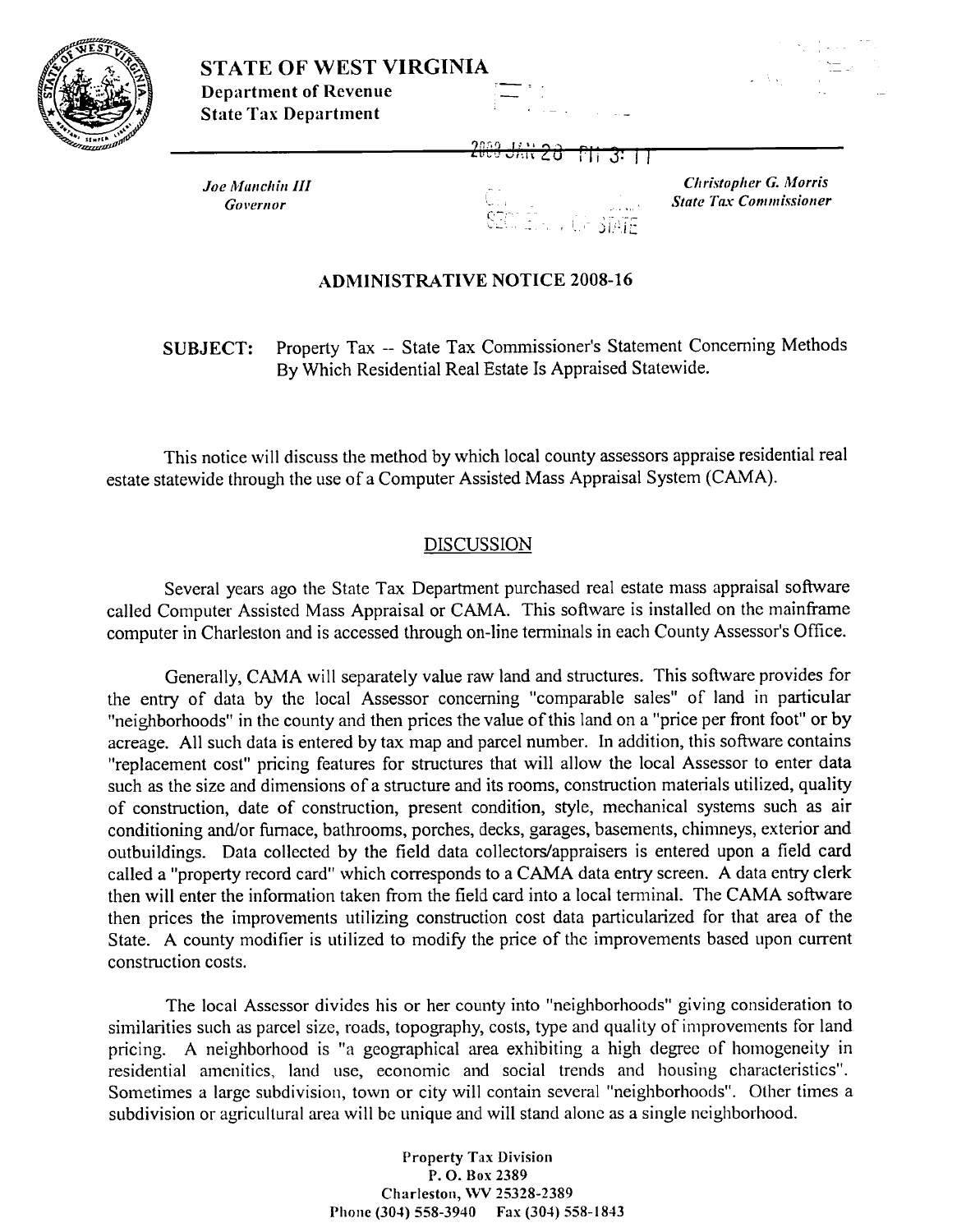# STATE OF WEST VIRGINIA

**Department of Revenue**
**State Tax Department**

*Joe Manchin III*
*Governor*

*Christopher G. Morris*
*State Tax Commissioner*

## ADMINISTRATIVE NOTICE 2008-16

**SUBJECT:** Property Tax -- State Tax Commissioner's Statement Concerning Methods By Which Residential Real Estate Is Appraised Statewide.

This notice will discuss the method by which local county assessors appraise residential real estate statewide through the use of a Computer Assisted Mass Appraisal System (CAMA).

### DISCUSSION

Several years ago the State Tax Department purchased real estate mass appraisal software called Computer Assisted Mass Appraisal or CAMA. This software is installed on the mainframe computer in Charleston and is accessed through on-line terminals in each County Assessor's Office.

Generally, CAMA will separately value raw land and structures. This software provides for the entry of data by the local Assessor concerning "comparable sales" of land in particular "neighborhoods" in the county and then prices the value of this land on a "price per front foot" or by acreage. All such data is entered by tax map and parcel number. In addition, this software contains "replacement cost" pricing features for structures that will allow the local Assessor to enter data such as the size and dimensions of a structure and its rooms, construction materials utilized, quality of construction, date of construction, present condition, style, mechanical systems such as air conditioning and/or furnace, bathrooms, porches, decks, garages, basements, chimneys, exterior and outbuildings. Data collected by the field data collectors/appraisers is entered upon a field card called a "property record card" which corresponds to a CAMA data entry screen. A data entry clerk then will enter the information taken from the field card into a local terminal. The CAMA software then prices the improvements utilizing construction cost data particularized for that area of the State. A county modifier is utilized to modify the price of the improvements based upon current construction costs.

The local Assessor divides his or her county into "neighborhoods" giving consideration to similarities such as parcel size, roads, topography, costs, type and quality of improvements for land pricing. A neighborhood is "a geographical area exhibiting a high degree of homogeneity in residential amenities, land use, economic and social trends and housing characteristics". Sometimes a large subdivision, town or city will contain several "neighborhoods". Other times a subdivision or agricultural area will be unique and will stand alone as a single neighborhood.

Property Tax Division
P. O. Box 2389
Charleston, WV 25328-2389
Phone (304) 558-3940 Fax (304) 558-1843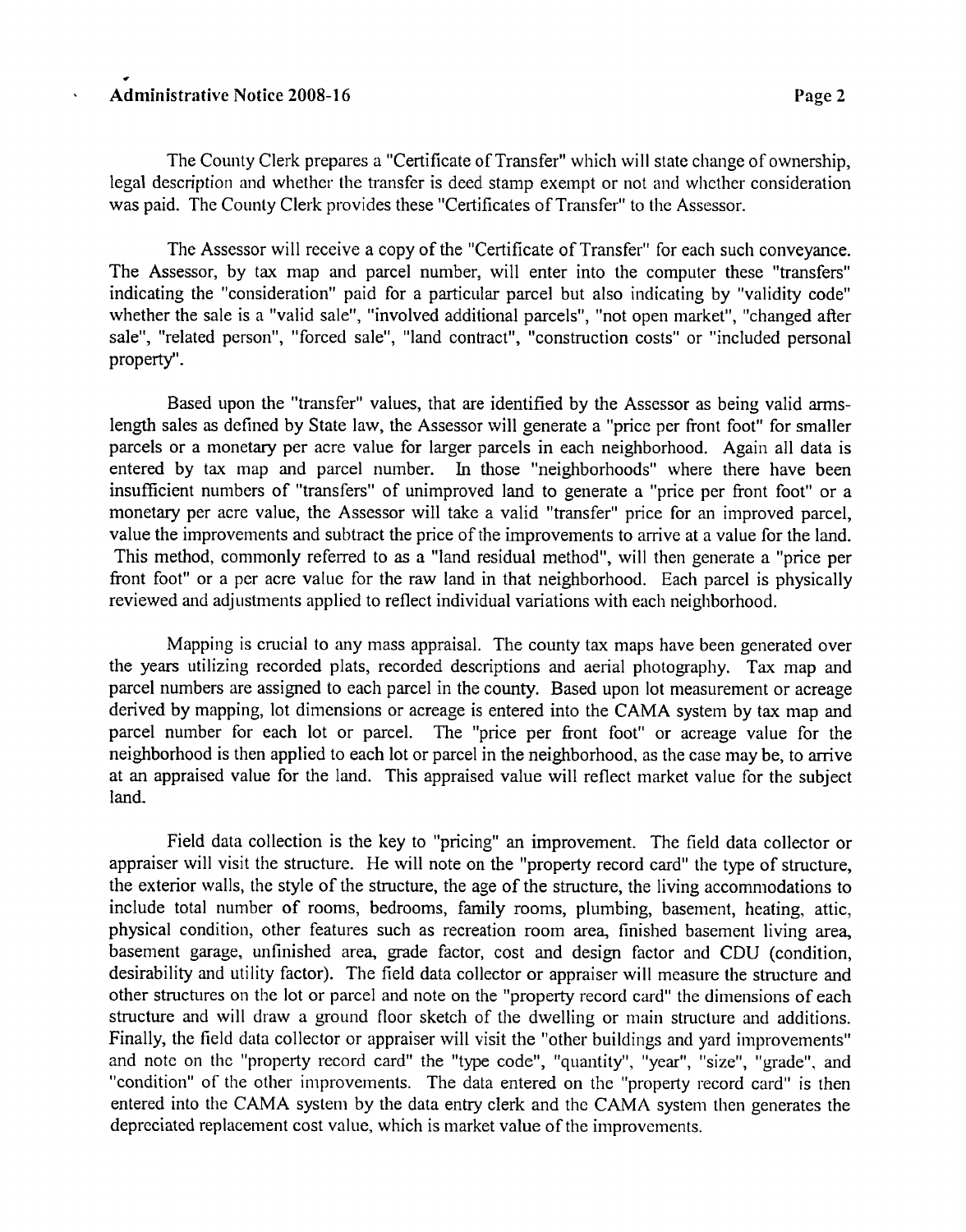The County Clerk prepares a "Certificate of Transfer" which will state change of ownership, legal description and whether the transfer is deed stamp exempt or not and whether consideration was paid. The County Clerk provides these "Certificates of Transfer" to the Assessor.

The Assessor will receive a copy of the "Certificate of Transfer" for each such conveyance. The Assessor, by tax map and parcel number, will enter into the computer these "transfers" indicating the "consideration" paid for a particular parcel but also indicating by "validity code" whether the sale is a "valid sale", "involved additional parcels", "not open market", "changed after sale", "related person", "forced sale", "land contract", "construction costs" or "included personal property".

Based upon the "transfer" values, that are identified by the Assessor as being valid arms-length sales as defined by State law, the Assessor will generate a "price per front foot" for smaller parcels or a monetary per acre value for larger parcels in each neighborhood. Again all data is entered by tax map and parcel number. In those "neighborhoods" where there have been insufficient numbers of "transfers" of unimproved land to generate a "price per front foot" or a monetary per acre value, the Assessor will take a valid "transfer" price for an improved parcel, value the improvements and subtract the price of the improvements to arrive at a value for the land. This method, commonly referred to as a "land residual method", will then generate a "price per front foot" or a per acre value for the raw land in that neighborhood. Each parcel is physically reviewed and adjustments applied to reflect individual variations with each neighborhood.

Mapping is crucial to any mass appraisal. The county tax maps have been generated over the years utilizing recorded plats, recorded descriptions and aerial photography. Tax map and parcel numbers are assigned to each parcel in the county. Based upon lot measurement or acreage derived by mapping, lot dimensions or acreage is entered into the CAMA system by tax map and parcel number for each lot or parcel. The "price per front foot" or acreage value for the neighborhood is then applied to each lot or parcel in the neighborhood, as the case may be, to arrive at an appraised value for the land. This appraised value will reflect market value for the subject land.

Field data collection is the key to "pricing" an improvement. The field data collector or appraiser will visit the structure. He will note on the "property record card" the type of structure, the exterior walls, the style of the structure, the age of the structure, the living accommodations to include total number of rooms, bedrooms, family rooms, plumbing, basement, heating, attic, physical condition, other features such as recreation room area, finished basement living area, basement garage, unfinished area, grade factor, cost and design factor and CDU (condition, desirability and utility factor). The field data collector or appraiser will measure the structure and other structures on the lot or parcel and note on the "property record card" the dimensions of each structure and will draw a ground floor sketch of the dwelling or main structure and additions. Finally, the field data collector or appraiser will visit the "other buildings and yard improvements" and note on the "property record card" the "type code", "quantity", "year", "size", "grade", and "condition" of the other improvements. The data entered on the "property record card" is then entered into the CAMA system by the data entry clerk and the CAMA system then generates the depreciated replacement cost value, which is market value of the improvements.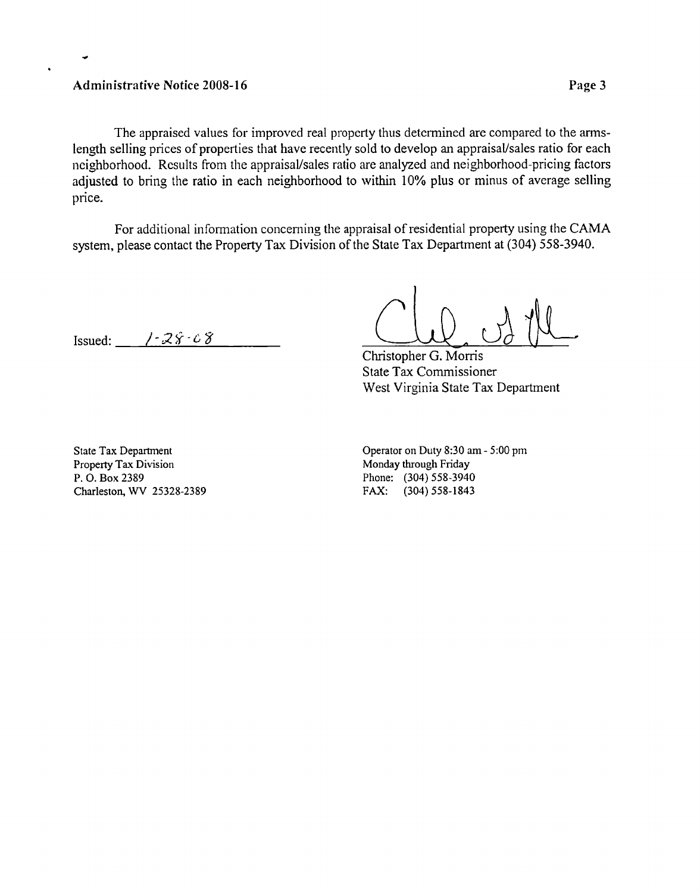The appraised values for improved real property thus determined are compared to the arms-length selling prices of properties that have recently sold to develop an appraisal/sales ratio for each neighborhood. Results from the appraisal/sales ratio are analyzed and neighborhood-pricing factors adjusted to bring the ratio in each neighborhood to within 10% plus or minus of average selling price.

For additional information concerning the appraisal of residential property using the CAMA system, please contact the Property Tax Division of the State Tax Department at (304) 558-3940.

Issued: 1-28-08

Christopher G. Morris
State Tax Commissioner
West Virginia State Tax Department

State Tax Department
Property Tax Division
P. O. Box 2389
Charleston, WV 25328-2389

Operator on Duty 8:30 am - 5:00 pm
Monday through Friday
Phone: (304) 558-3940
FAX: (304) 558-1843